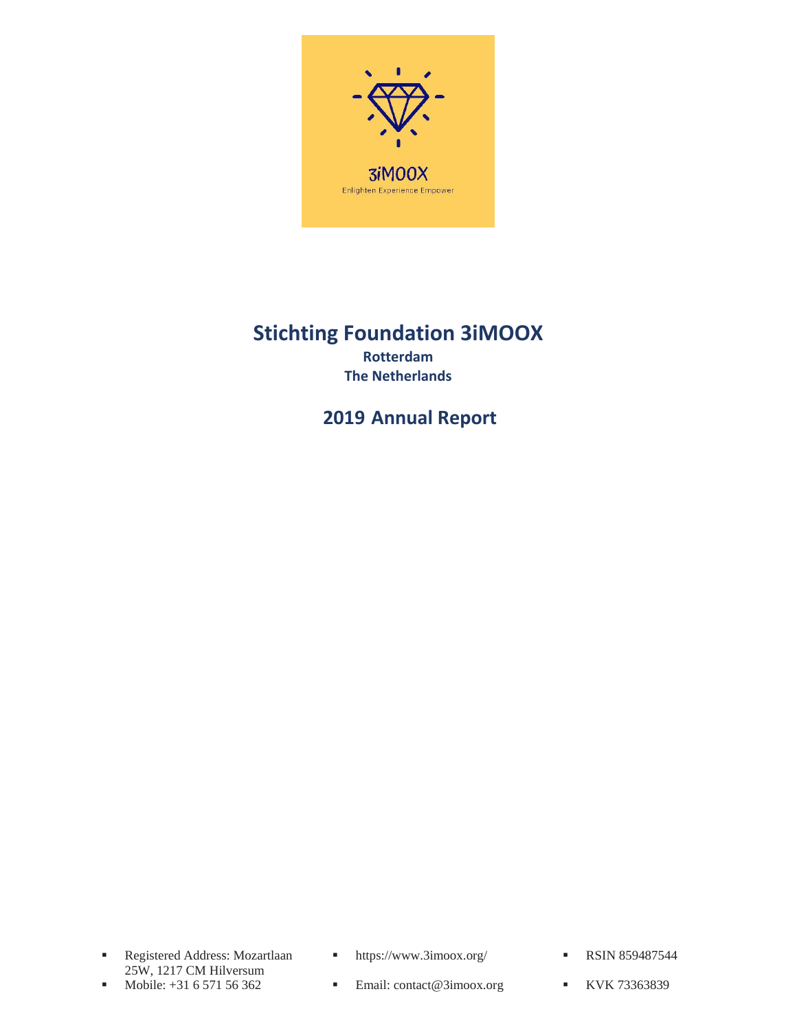3iMOOX

Enlighten Experience Empower

# Stichting Foundation 3iMOOX

**Rotterdam**

**The Netherlands**

## 2019 Annual Report

- Registered Address: Mozartlaan 25W, 1217 CM Hilversum
- Mobile: +31 6 571 56 362
- https://www.3imoox.org/
- Email: contact@3imoox.org
- RSIN 859487544
- KVK 73363839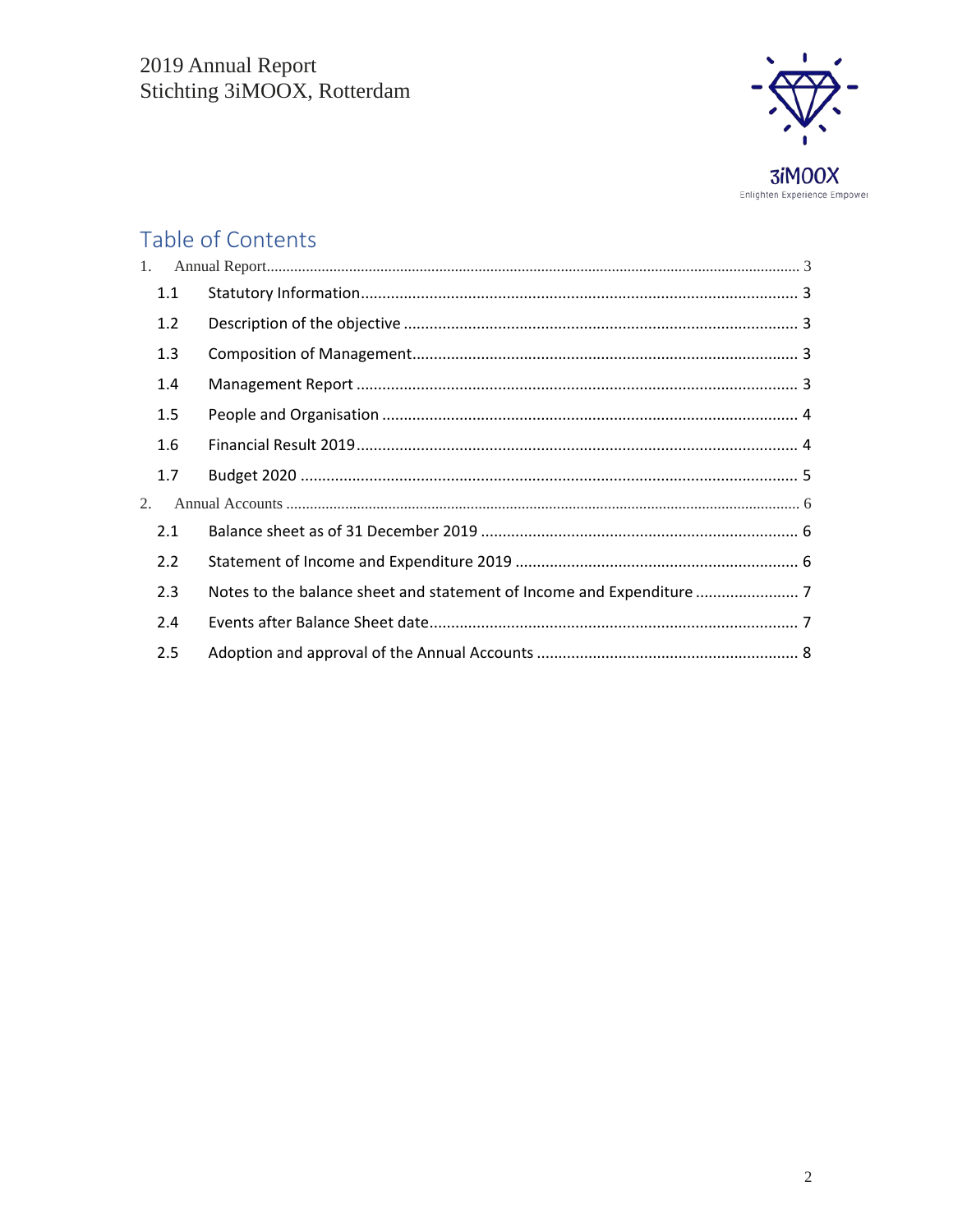# Table of Contents

1. Annual Report ........ 3
   - 1.1 Statutory Information ........ 3
   - 1.2 Description of the objective ........ 3
   - 1.3 Composition of Management ........ 3
   - 1.4 Management Report ........ 3
   - 1.5 People and Organisation ........ 4
   - 1.6 Financial Result 2019 ........ 4
   - 1.7 Budget 2020 ........ 5
2. Annual Accounts ........ 6
   - 2.1 Balance sheet as of 31 December 2019 ........ 6
   - 2.2 Statement of Income and Expenditure 2019 ........ 6
   - 2.3 Notes to the balance sheet and statement of Income and Expenditure ........ 7
   - 2.4 Events after Balance Sheet date ........ 7
   - 2.5 Adoption and approval of the Annual Accounts ........ 8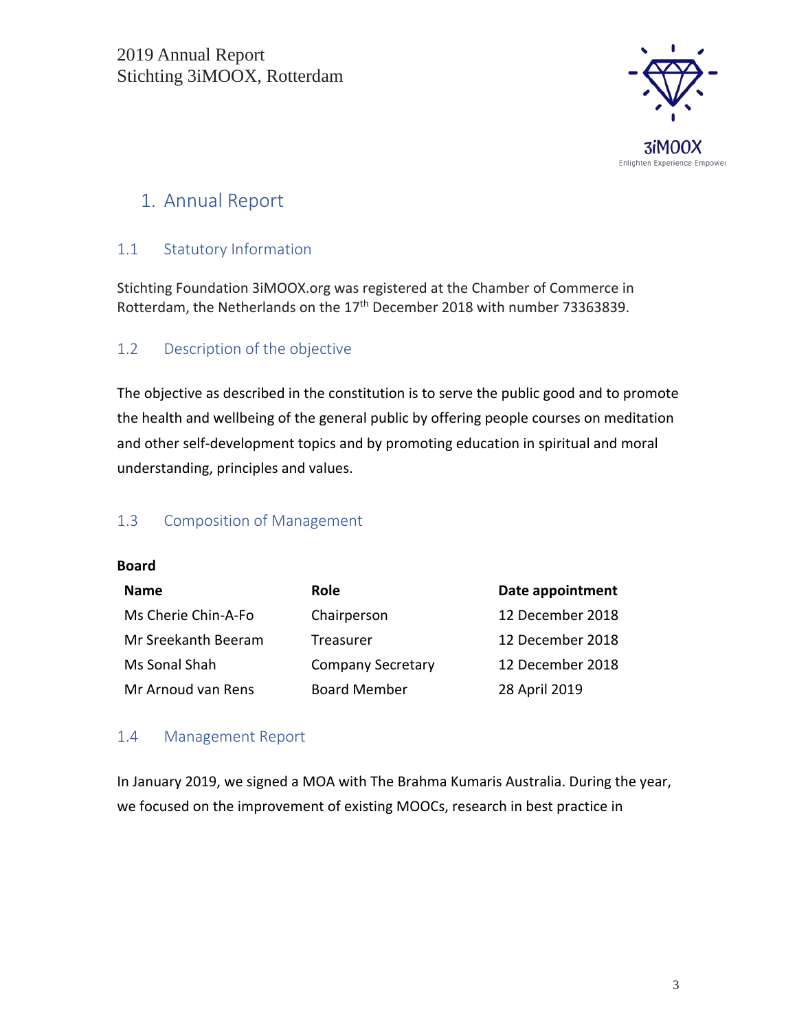# 1. Annual Report

## 1.1 Statutory Information

Stichting Foundation 3iMOOX.org was registered at the Chamber of Commerce in Rotterdam, the Netherlands on the 17th December 2018 with number 73363839.

## 1.2 Description of the objective

The objective as described in the constitution is to serve the public good and to promote the health and wellbeing of the general public by offering people courses on meditation and other self-development topics and by promoting education in spiritual and moral understanding, principles and values.

## 1.3 Composition of Management

**Board**

| Name | Role | Date appointment |
|---|---|---|
| Ms Cherie Chin-A-Fo | Chairperson | 12 December 2018 |
| Mr Sreekanth Beeram | Treasurer | 12 December 2018 |
| Ms Sonal Shah | Company Secretary | 12 December 2018 |
| Mr Arnoud van Rens | Board Member | 28 April 2019 |

## 1.4 Management Report

In January 2019, we signed a MOA with The Brahma Kumaris Australia. During the year, we focused on the improvement of existing MOOCs, research in best practice in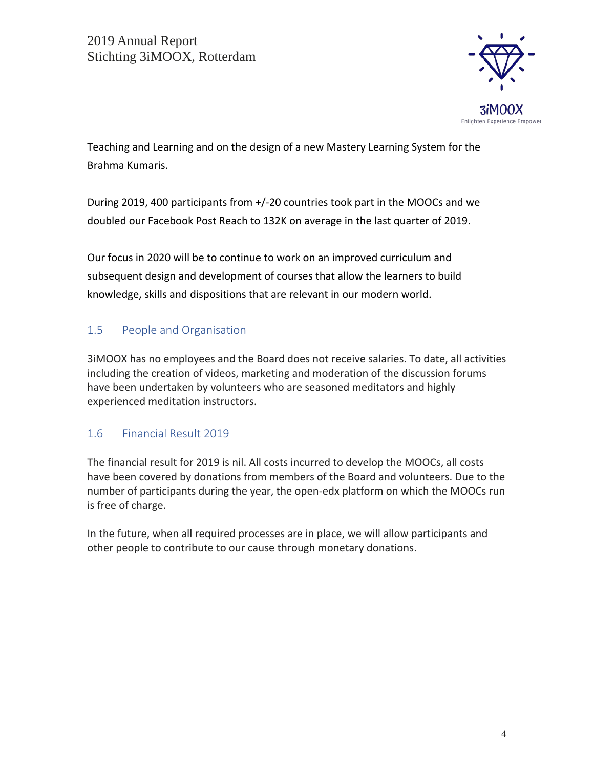Teaching and Learning and on the design of a new Mastery Learning System for the Brahma Kumaris.

During 2019, 400 participants from +/-20 countries took part in the MOOCs and we doubled our Facebook Post Reach to 132K on average in the last quarter of 2019.

Our focus in 2020 will be to continue to work on an improved curriculum and subsequent design and development of courses that allow the learners to build knowledge, skills and dispositions that are relevant in our modern world.

## 1.5 People and Organisation

3iMOOX has no employees and the Board does not receive salaries. To date, all activities including the creation of videos, marketing and moderation of the discussion forums have been undertaken by volunteers who are seasoned meditators and highly experienced meditation instructors.

## 1.6 Financial Result 2019

The financial result for 2019 is nil. All costs incurred to develop the MOOCs, all costs have been covered by donations from members of the Board and volunteers. Due to the number of participants during the year, the open-edx platform on which the MOOCs run is free of charge.

In the future, when all required processes are in place, we will allow participants and other people to contribute to our cause through monetary donations.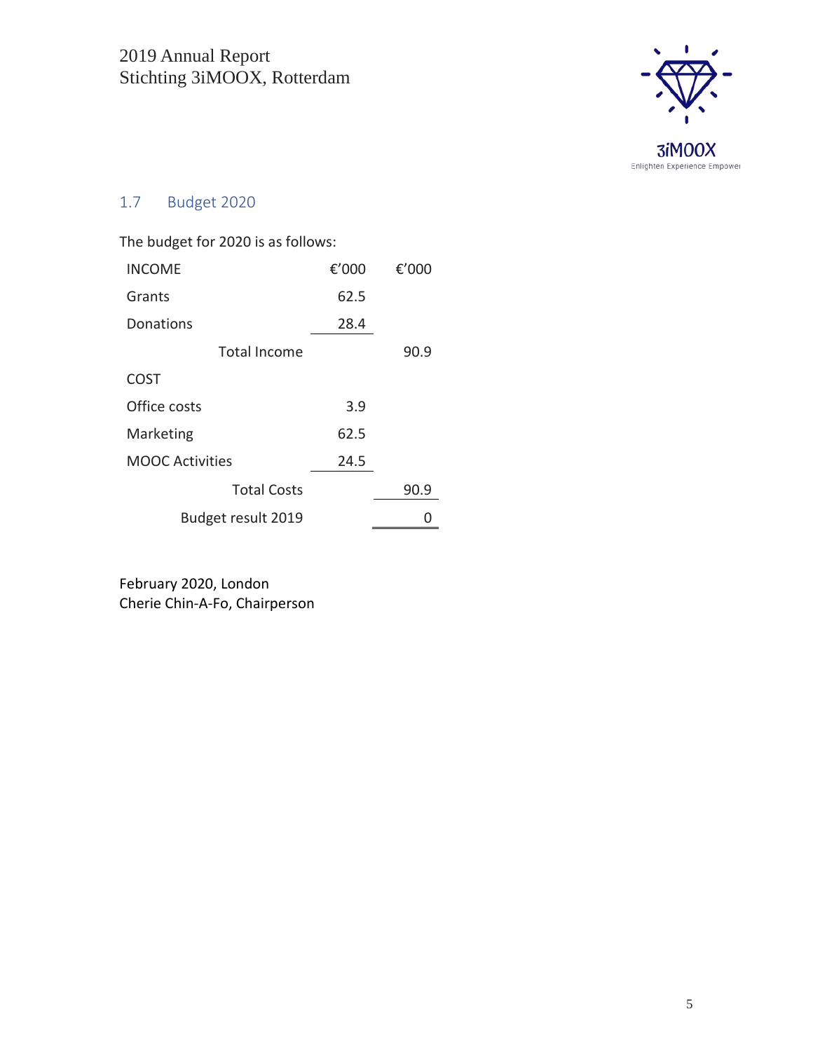## 1.7 Budget 2020

The budget for 2020 is as follows:

| INCOME | €'000 | €'000 |
|---|---|---|
| Grants | 62.5 | |
| Donations | 28.4 | |
| Total Income | | 90.9 |
| COST | | |
| Office costs | 3.9 | |
| Marketing | 62.5 | |
| MOOC Activities | 24.5 | |
| Total Costs | | 90.9 |
| Budget result 2019 | | 0 |

February 2020, London
Cherie Chin-A-Fo, Chairperson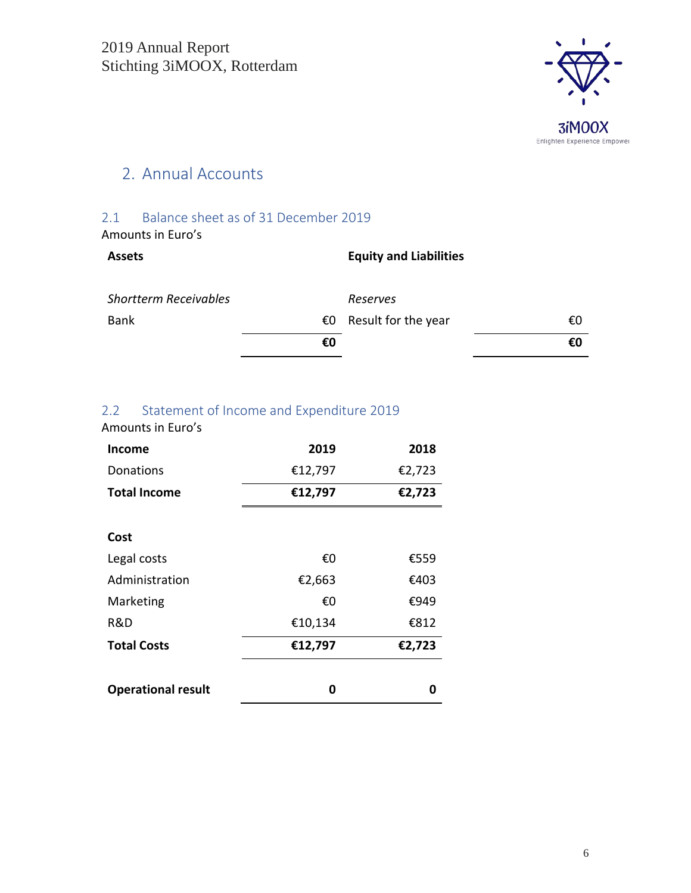## 2. Annual Accounts

### 2.1 Balance sheet as of 31 December 2019

Amounts in Euro's

| **Assets** | | **Equity and Liabilities** | |
|---|---|---|---|
| *Shortterm Receivables* | | *Reserves* | |
| Bank | €0 | Result for the year | €0 |
| | **€0** | | **€0** |

### 2.2 Statement of Income and Expenditure 2019

Amounts in Euro's

| **Income** | **2019** | **2018** |
|---|---|---|
| Donations | €12,797 | €2,723 |
| **Total Income** | **€12,797** | **€2,723** |
| | | |
| **Cost** | | |
| Legal costs | €0 | €559 |
| Administration | €2,663 | €403 |
| Marketing | €0 | €949 |
| R&D | €10,134 | €812 |
| **Total Costs** | **€12,797** | **€2,723** |
| | | |
| **Operational result** | **0** | **0** |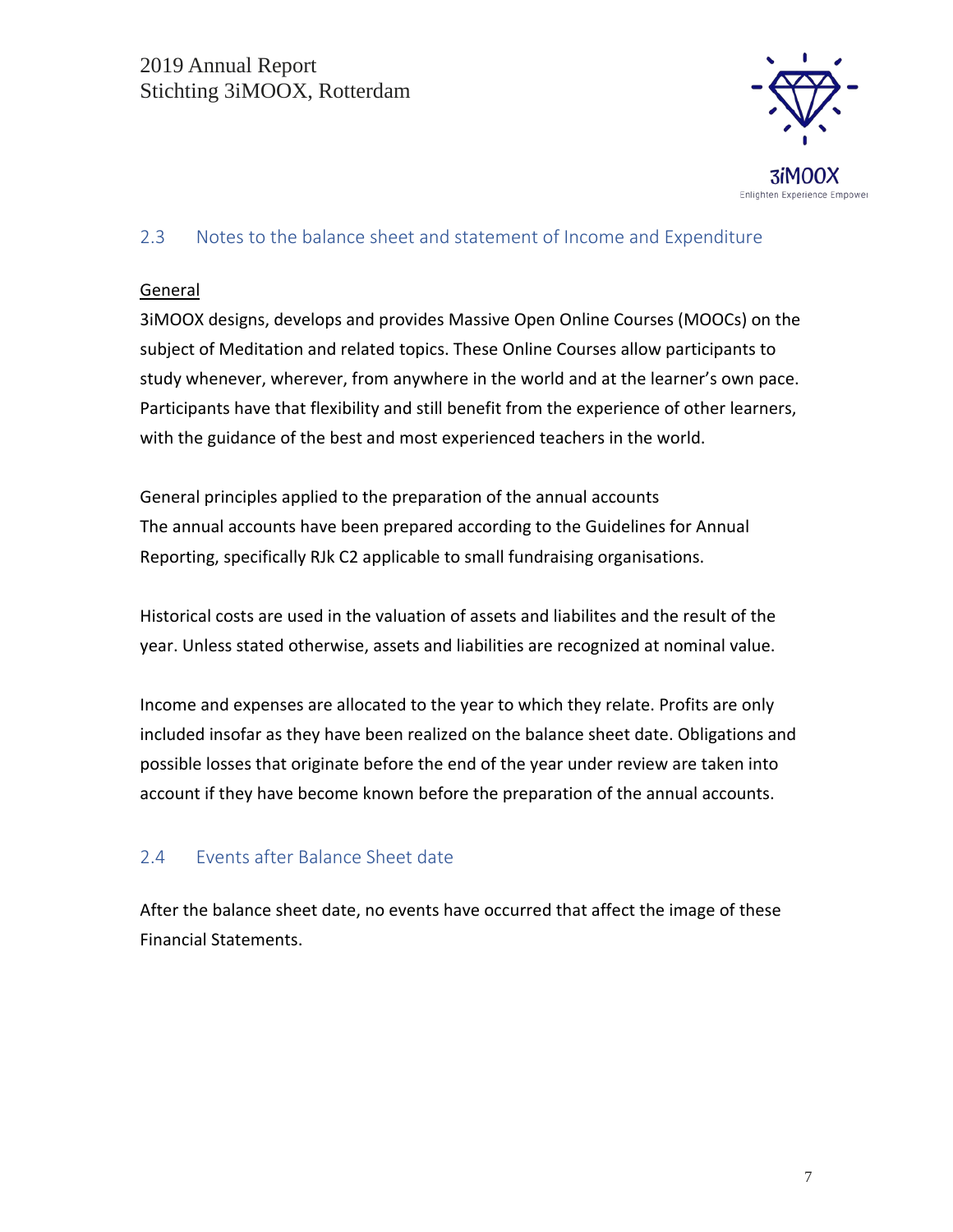## 2.3 Notes to the balance sheet and statement of Income and Expenditure

General

3iMOOX designs, develops and provides Massive Open Online Courses (MOOCs) on the subject of Meditation and related topics. These Online Courses allow participants to study whenever, wherever, from anywhere in the world and at the learner's own pace. Participants have that flexibility and still benefit from the experience of other learners, with the guidance of the best and most experienced teachers in the world.

General principles applied to the preparation of the annual accounts
The annual accounts have been prepared according to the Guidelines for Annual Reporting, specifically RJk C2 applicable to small fundraising organisations.

Historical costs are used in the valuation of assets and liabilites and the result of the year. Unless stated otherwise, assets and liabilities are recognized at nominal value.

Income and expenses are allocated to the year to which they relate. Profits are only included insofar as they have been realized on the balance sheet date. Obligations and possible losses that originate before the end of the year under review are taken into account if they have become known before the preparation of the annual accounts.

## 2.4 Events after Balance Sheet date

After the balance sheet date, no events have occurred that affect the image of these Financial Statements.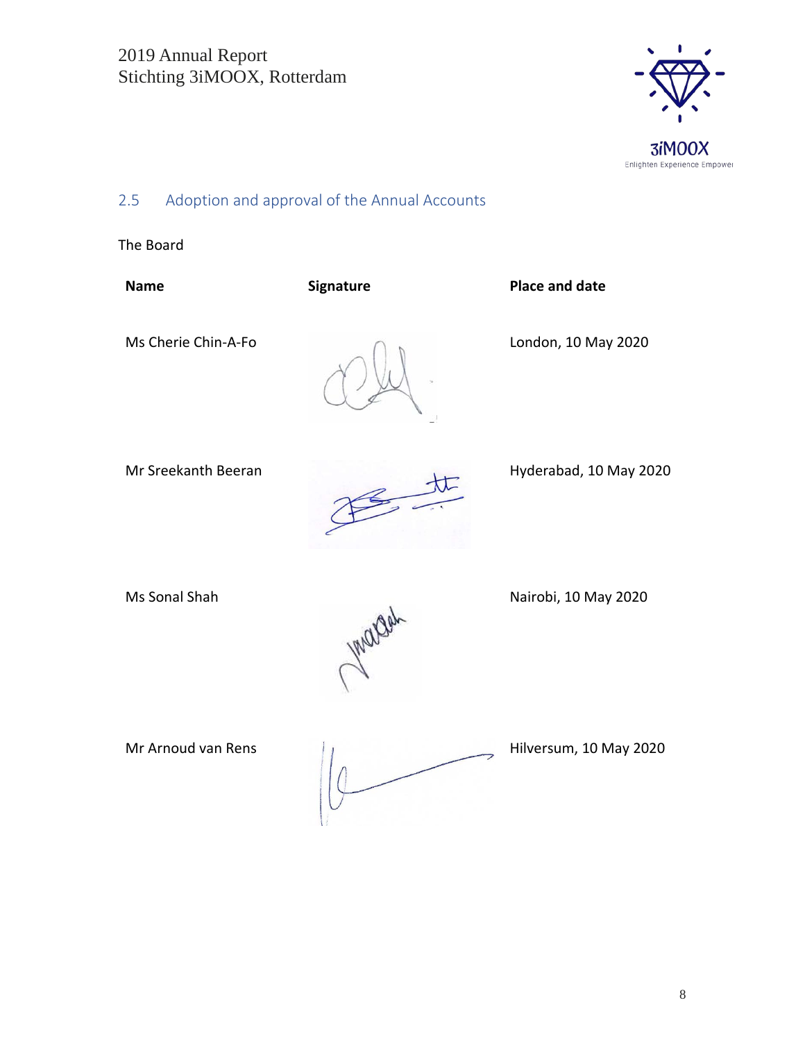## 2.5 Adoption and approval of the Annual Accounts

The Board

| Name | Signature | Place and date |
|---|---|---|
| Ms Cherie Chin-A-Fo | | London, 10 May 2020 |
| Mr Sreekanth Beeran | | Hyderabad, 10 May 2020 |
| Ms Sonal Shah | | Nairobi, 10 May 2020 |
| Mr Arnoud van Rens | | Hilversum, 10 May 2020 |